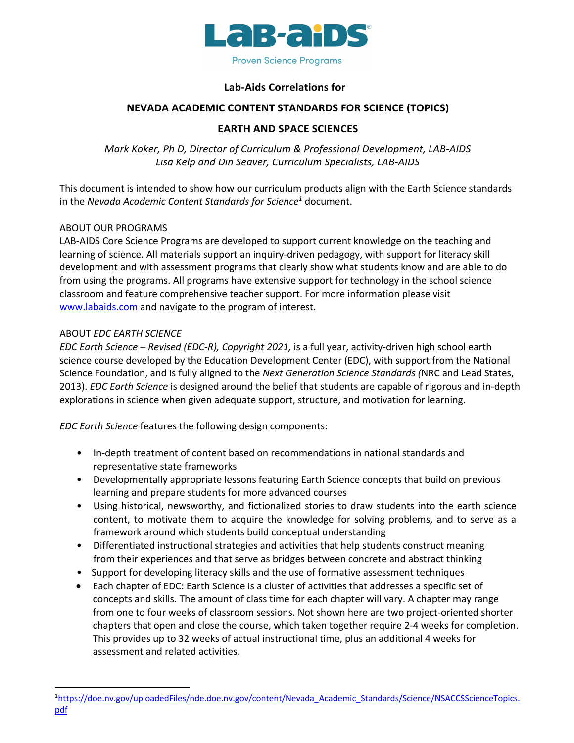LaB-aiDS®

Proven Science Programs

**Lab-Aids Correlations for**

**NEVADA ACADEMIC CONTENT STANDARDS FOR SCIENCE (TOPICS)**

**EARTH AND SPACE SCIENCES**

*Mark Koker, Ph D, Director of Curriculum & Professional Development, LAB-AIDS*
*Lisa Kelp and Din Seaver, Curriculum Specialists, LAB-AIDS*

This document is intended to show how our curriculum products align with the Earth Science standards in the *Nevada Academic Content Standards for Science*[1] document.

ABOUT OUR PROGRAMS

LAB-AIDS Core Science Programs are developed to support current knowledge on the teaching and learning of science. All materials support an inquiry-driven pedagogy, with support for literacy skill development and with assessment programs that clearly show what students know and are able to do from using the programs. All programs have extensive support for technology in the school science classroom and feature comprehensive teacher support. For more information please visit www.labaids.com and navigate to the program of interest.

ABOUT *EDC EARTH SCIENCE*

*EDC Earth Science – Revised (EDC-R), Copyright 2021,* is a full year, activity-driven high school earth science course developed by the Education Development Center (EDC), with support from the National Science Foundation, and is fully aligned to the *Next Generation Science Standards (*NRC and Lead States, 2013). *EDC Earth Science* is designed around the belief that students are capable of rigorous and in-depth explorations in science when given adequate support, structure, and motivation for learning.

*EDC Earth Science* features the following design components:

- In-depth treatment of content based on recommendations in national standards and representative state frameworks
- Developmentally appropriate lessons featuring Earth Science concepts that build on previous learning and prepare students for more advanced courses
- Using historical, newsworthy, and fictionalized stories to draw students into the earth science content, to motivate them to acquire the knowledge for solving problems, and to serve as a framework around which students build conceptual understanding
- Differentiated instructional strategies and activities that help students construct meaning from their experiences and that serve as bridges between concrete and abstract thinking
- Support for developing literacy skills and the use of formative assessment techniques
- Each chapter of EDC: Earth Science is a cluster of activities that addresses a specific set of concepts and skills. The amount of class time for each chapter will vary. A chapter may range from one to four weeks of classroom sessions. Not shown here are two project-oriented shorter chapters that open and close the course, which taken together require 2-4 weeks for completion. This provides up to 32 weeks of actual instructional time, plus an additional 4 weeks for assessment and related activities.

---

[1] https://doe.nv.gov/uploadedFiles/nde.doe.nv.gov/content/Nevada_Academic_Standards/Science/NSACCSScienceTopics.pdf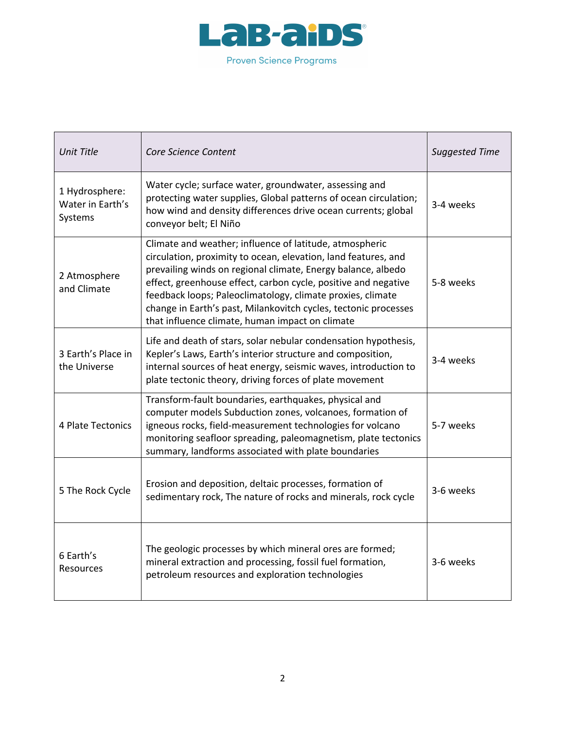| *Unit Title* | *Core Science Content* | *Suggested Time* |
|---|---|---|
| 1 Hydrosphere: Water in Earth's Systems | Water cycle; surface water, groundwater, assessing and protecting water supplies, Global patterns of ocean circulation; how wind and density differences drive ocean currents; global conveyor belt; El Niño | 3-4 weeks |
| 2 Atmosphere and Climate | Climate and weather; influence of latitude, atmospheric circulation, proximity to ocean, elevation, land features, and prevailing winds on regional climate, Energy balance, albedo effect, greenhouse effect, carbon cycle, positive and negative feedback loops; Paleoclimatology, climate proxies, climate change in Earth's past, Milankovitch cycles, tectonic processes that influence climate, human impact on climate | 5-8 weeks |
| 3 Earth's Place in the Universe | Life and death of stars, solar nebular condensation hypothesis, Kepler's Laws, Earth's interior structure and composition, internal sources of heat energy, seismic waves, introduction to plate tectonic theory, driving forces of plate movement | 3-4 weeks |
| 4 Plate Tectonics | Transform-fault boundaries, earthquakes, physical and computer models Subduction zones, volcanoes, formation of igneous rocks, field-measurement technologies for volcano monitoring seafloor spreading, paleomagnetism, plate tectonics summary, landforms associated with plate boundaries | 5-7 weeks |
| 5 The Rock Cycle | Erosion and deposition, deltaic processes, formation of sedimentary rock, The nature of rocks and minerals, rock cycle | 3-6 weeks |
| 6 Earth's Resources | The geologic processes by which mineral ores are formed; mineral extraction and processing, fossil fuel formation, petroleum resources and exploration technologies | 3-6 weeks |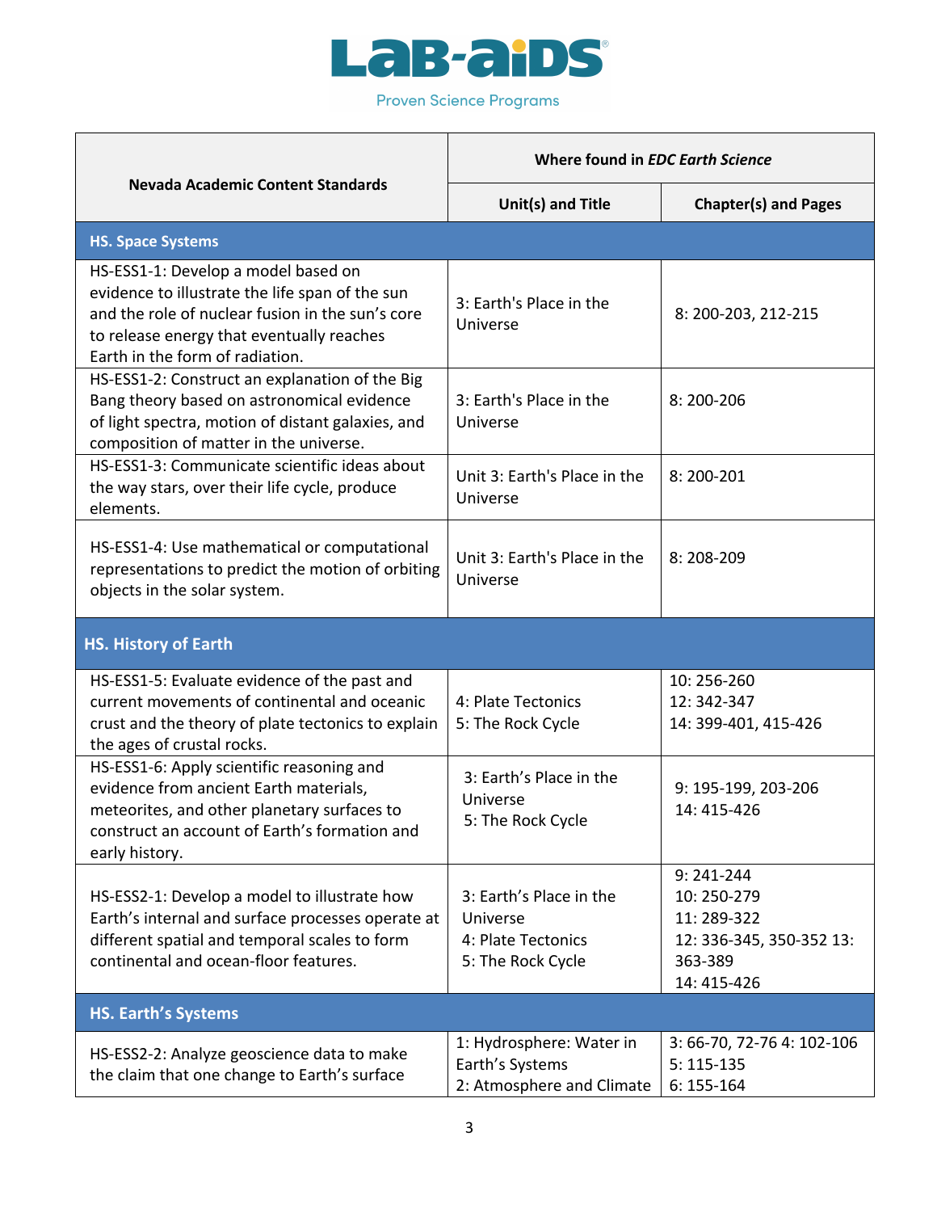**LAB-AIDS**
Proven Science Programs

| Nevada Academic Content Standards | Where found in *EDC Earth Science* | |
|---|---|---|
| | Unit(s) and Title | Chapter(s) and Pages |
| **HS. Space Systems** | | |
| HS-ESS1-1: Develop a model based on evidence to illustrate the life span of the sun and the role of nuclear fusion in the sun's core to release energy that eventually reaches Earth in the form of radiation. | 3: Earth's Place in the Universe | 8: 200-203, 212-215 |
| HS-ESS1-2: Construct an explanation of the Big Bang theory based on astronomical evidence of light spectra, motion of distant galaxies, and composition of matter in the universe. | 3: Earth's Place in the Universe | 8: 200-206 |
| HS-ESS1-3: Communicate scientific ideas about the way stars, over their life cycle, produce elements. | Unit 3: Earth's Place in the Universe | 8: 200-201 |
| HS-ESS1-4: Use mathematical or computational representations to predict the motion of orbiting objects in the solar system. | Unit 3: Earth's Place in the Universe | 8: 208-209 |
| **HS. History of Earth** | | |
| HS-ESS1-5: Evaluate evidence of the past and current movements of continental and oceanic crust and the theory of plate tectonics to explain the ages of crustal rocks. | 4: Plate Tectonics<br>5: The Rock Cycle | 10: 256-260<br>12: 342-347<br>14: 399-401, 415-426 |
| HS-ESS1-6: Apply scientific reasoning and evidence from ancient Earth materials, meteorites, and other planetary surfaces to construct an account of Earth's formation and early history. | 3: Earth's Place in the Universe<br>5: The Rock Cycle | 9: 195-199, 203-206<br>14: 415-426 |
| HS-ESS2-1: Develop a model to illustrate how Earth's internal and surface processes operate at different spatial and temporal scales to form continental and ocean-floor features. | 3: Earth's Place in the Universe<br>4: Plate Tectonics<br>5: The Rock Cycle | 9: 241-244<br>10: 250-279<br>11: 289-322<br>12: 336-345, 350-352 13: 363-389<br>14: 415-426 |
| **HS. Earth's Systems** | | |
| HS-ESS2-2: Analyze geoscience data to make the claim that one change to Earth's surface | 1: Hydrosphere: Water in Earth's Systems<br>2: Atmosphere and Climate | 3: 66-70, 72-76 4: 102-106<br>5: 115-135<br>6: 155-164 |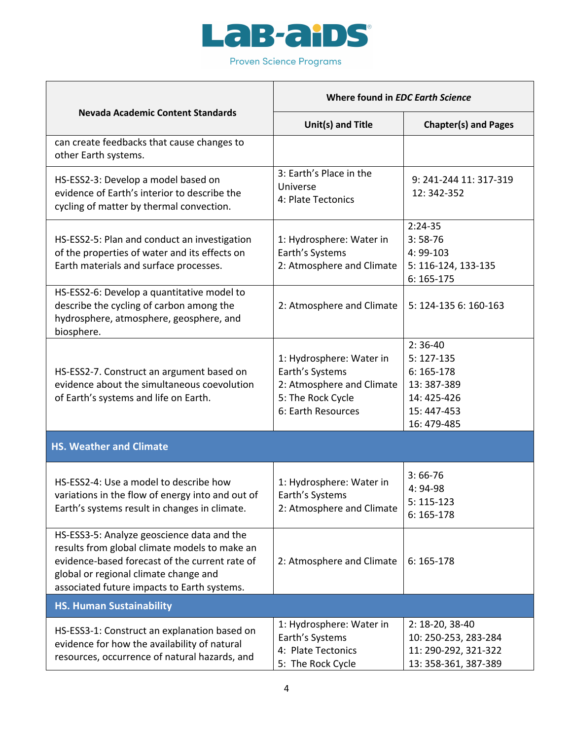| Nevada Academic Content Standards | Where found in *EDC Earth Science* | |
|---|---|---|
| | **Unit(s) and Title** | **Chapter(s) and Pages** |
| can create feedbacks that cause changes to other Earth systems. | | |
| HS-ESS2-3: Develop a model based on evidence of Earth's interior to describe the cycling of matter by thermal convection. | 3: Earth's Place in the Universe<br>4: Plate Tectonics | 9: 241-244 11: 317-319<br>12: 342-352 |
| HS-ESS2-5: Plan and conduct an investigation of the properties of water and its effects on Earth materials and surface processes. | 1: Hydrosphere: Water in Earth's Systems<br>2: Atmosphere and Climate | 2:24-35<br>3: 58-76<br>4: 99-103<br>5: 116-124, 133-135<br>6: 165-175 |
| HS-ESS2-6: Develop a quantitative model to describe the cycling of carbon among the hydrosphere, atmosphere, geosphere, and biosphere. | 2: Atmosphere and Climate | 5: 124-135 6: 160-163 |
| HS-ESS2-7. Construct an argument based on evidence about the simultaneous coevolution of Earth's systems and life on Earth. | 1: Hydrosphere: Water in Earth's Systems<br>2: Atmosphere and Climate<br>5: The Rock Cycle<br>6: Earth Resources | 2: 36-40<br>5: 127-135<br>6: 165-178<br>13: 387-389<br>14: 425-426<br>15: 447-453<br>16: 479-485 |
| **HS. Weather and Climate** | | |
| HS-ESS2-4: Use a model to describe how variations in the flow of energy into and out of Earth's systems result in changes in climate. | 1: Hydrosphere: Water in Earth's Systems<br>2: Atmosphere and Climate | 3: 66-76<br>4: 94-98<br>5: 115-123<br>6: 165-178 |
| HS-ESS3-5: Analyze geoscience data and the results from global climate models to make an evidence-based forecast of the current rate of global or regional climate change and associated future impacts to Earth systems. | 2: Atmosphere and Climate | 6: 165-178 |
| **HS. Human Sustainability** | | |
| HS-ESS3-1: Construct an explanation based on evidence for how the availability of natural resources, occurrence of natural hazards, and | 1: Hydrosphere: Water in Earth's Systems<br>4: Plate Tectonics<br>5: The Rock Cycle | 2: 18-20, 38-40<br>10: 250-253, 283-284<br>11: 290-292, 321-322<br>13: 358-361, 387-389 |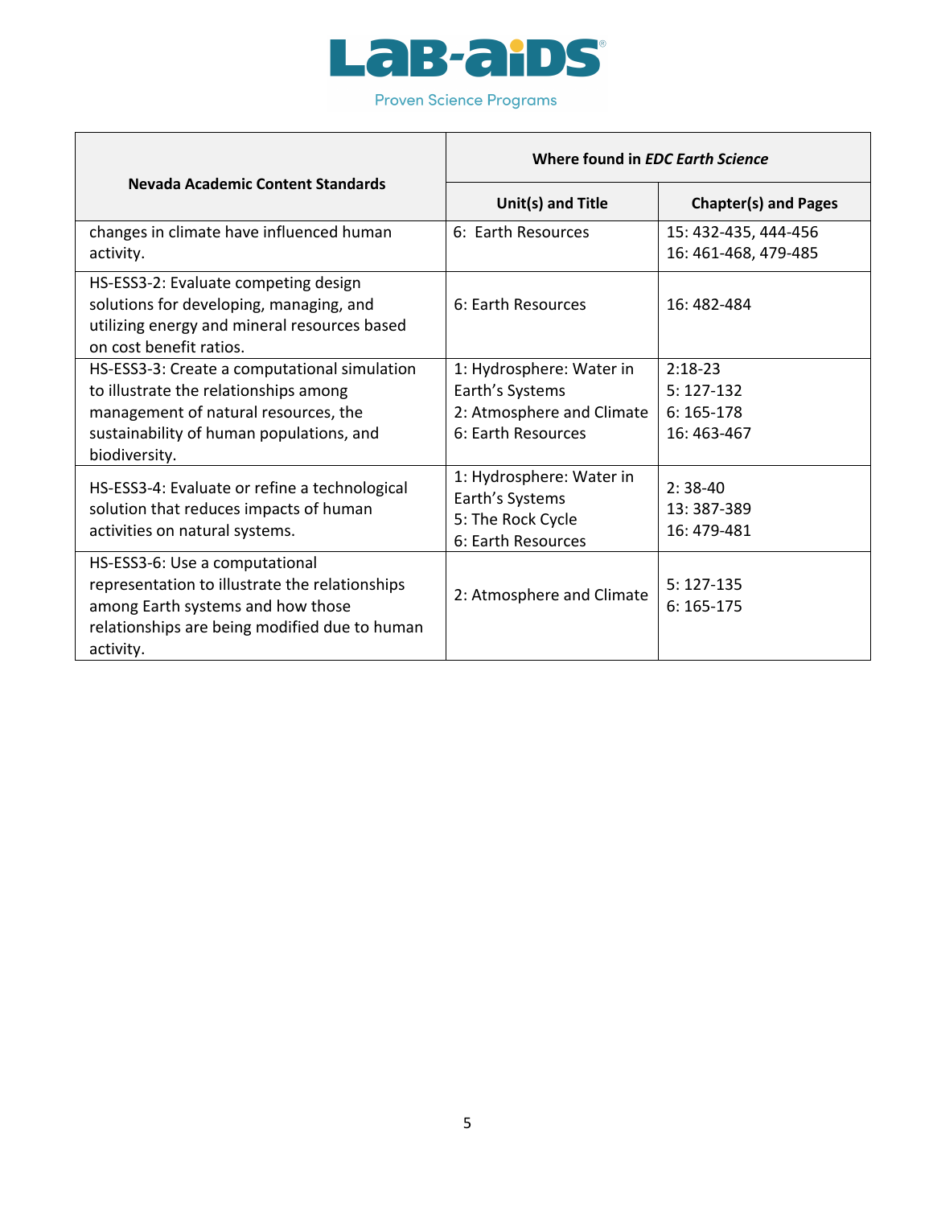| Nevada Academic Content Standards | Where found in *EDC Earth Science* | |
|---|---|---|
| | **Unit(s) and Title** | **Chapter(s) and Pages** |
| changes in climate have influenced human activity. | 6: Earth Resources | 15: 432-435, 444-456<br>16: 461-468, 479-485 |
| HS-ESS3-2: Evaluate competing design solutions for developing, managing, and utilizing energy and mineral resources based on cost benefit ratios. | 6: Earth Resources | 16: 482-484 |
| HS-ESS3-3: Create a computational simulation to illustrate the relationships among management of natural resources, the sustainability of human populations, and biodiversity. | 1: Hydrosphere: Water in Earth's Systems<br>2: Atmosphere and Climate<br>6: Earth Resources | 2:18-23<br>5: 127-132<br>6: 165-178<br>16: 463-467 |
| HS-ESS3-4: Evaluate or refine a technological solution that reduces impacts of human activities on natural systems. | 1: Hydrosphere: Water in Earth's Systems<br>5: The Rock Cycle<br>6: Earth Resources | 2: 38-40<br>13: 387-389<br>16: 479-481 |
| HS-ESS3-6: Use a computational representation to illustrate the relationships among Earth systems and how those relationships are being modified due to human activity. | 2: Atmosphere and Climate | 5: 127-135<br>6: 165-175 |